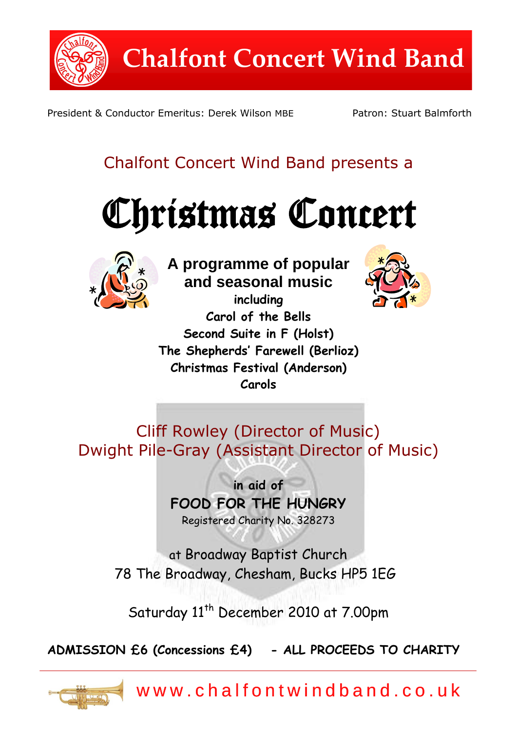# Chalfont Concert Wind Band

President & Conductor Emeritus: Derek Wilson MBE

Patron: Stuart Balmforth

Chalfont Concert Wind Band presents a

# Christmas Concert

**A programme of popular and seasonal music**

**including**

**Carol of the Bells**

**Second Suite in F (Holst)**

**The Shepherds' Farewell (Berlioz)**

**Christmas Festival (Anderson)**

**Carols**

Cliff Rowley (Director of Music)

Dwight Pile-Gray (Assistant Director of Music)

**in aid of**

**FOOD FOR THE HUNGRY**

Registered Charity No. 328273

at Broadway Baptist Church

78 The Broadway, Chesham, Bucks HP5 1EG

Saturday 11th December 2010 at 7.00pm

**ADMISSION £6 (Concessions £4) - ALL PROCEEDS TO CHARITY**

www.chalfontwindband.co.uk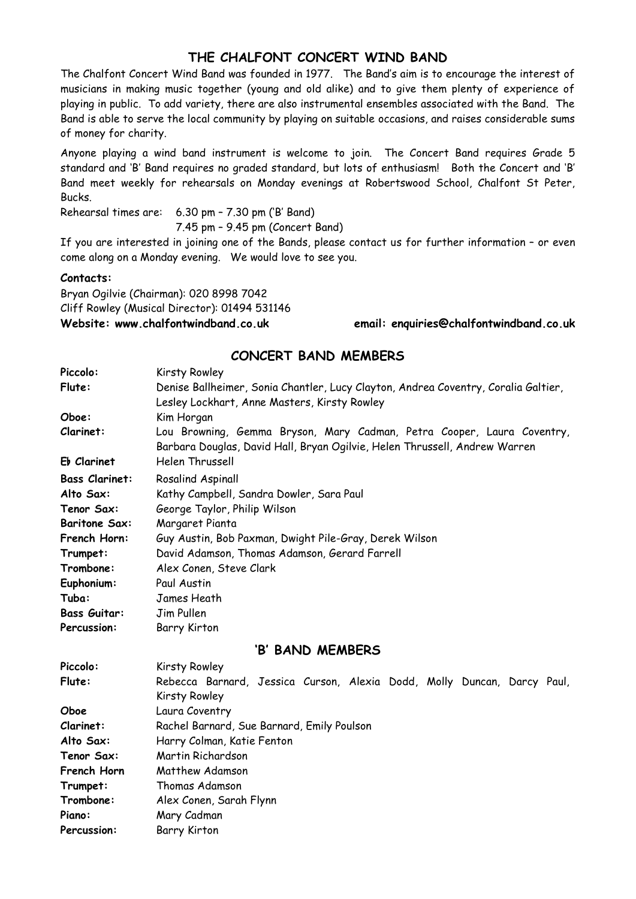## THE CHALFONT CONCERT WIND BAND

The Chalfont Concert Wind Band was founded in 1977. The Band's aim is to encourage the interest of musicians in making music together (young and old alike) and to give them plenty of experience of playing in public. To add variety, there are also instrumental ensembles associated with the Band. The Band is able to serve the local community by playing on suitable occasions, and raises considerable sums of money for charity.

Anyone playing a wind band instrument is welcome to join. The Concert Band requires Grade 5 standard and 'B' Band requires no graded standard, but lots of enthusiasm! Both the Concert and 'B' Band meet weekly for rehearsals on Monday evenings at Robertswood School, Chalfont St Peter, Bucks.

Rehearsal times are: 6.30 pm – 7.30 pm ('B' Band)
7.45 pm – 9.45 pm (Concert Band)

If you are interested in joining one of the Bands, please contact us for further information – or even come along on a Monday evening. We would love to see you.

**Contacts:**

Bryan Ogilvie (Chairman): 020 8998 7042
Cliff Rowley (Musical Director): 01494 531146
**Website: www.chalfontwindband.co.uk** **email: enquiries@chalfontwindband.co.uk**

## CONCERT BAND MEMBERS

| | |
|---|---|
| **Piccolo:** | Kirsty Rowley |
| **Flute:** | Denise Ballheimer, Sonia Chantler, Lucy Clayton, Andrea Coventry, Coralia Galtier, Lesley Lockhart, Anne Masters, Kirsty Rowley |
| **Oboe:** | Kim Horgan |
| **Clarinet:** | Lou Browning, Gemma Bryson, Mary Cadman, Petra Cooper, Laura Coventry, Barbara Douglas, David Hall, Bryan Ogilvie, Helen Thrussell, Andrew Warren |
| **E♭ Clarinet** | Helen Thrussell |
| **Bass Clarinet:** | Rosalind Aspinall |
| **Alto Sax:** | Kathy Campbell, Sandra Dowler, Sara Paul |
| **Tenor Sax:** | George Taylor, Philip Wilson |
| **Baritone Sax:** | Margaret Pianta |
| **French Horn:** | Guy Austin, Bob Paxman, Dwight Pile-Gray, Derek Wilson |
| **Trumpet:** | David Adamson, Thomas Adamson, Gerard Farrell |
| **Trombone:** | Alex Conen, Steve Clark |
| **Euphonium:** | Paul Austin |
| **Tuba:** | James Heath |
| **Bass Guitar:** | Jim Pullen |
| **Percussion:** | Barry Kirton |

## 'B' BAND MEMBERS

| | |
|---|---|
| **Piccolo:** | Kirsty Rowley |
| **Flute:** | Rebecca Barnard, Jessica Curson, Alexia Dodd, Molly Duncan, Darcy Paul, Kirsty Rowley |
| **Oboe** | Laura Coventry |
| **Clarinet:** | Rachel Barnard, Sue Barnard, Emily Poulson |
| **Alto Sax:** | Harry Colman, Katie Fenton |
| **Tenor Sax:** | Martin Richardson |
| **French Horn** | Matthew Adamson |
| **Trumpet:** | Thomas Adamson |
| **Trombone:** | Alex Conen, Sarah Flynn |
| **Piano:** | Mary Cadman |
| **Percussion:** | Barry Kirton |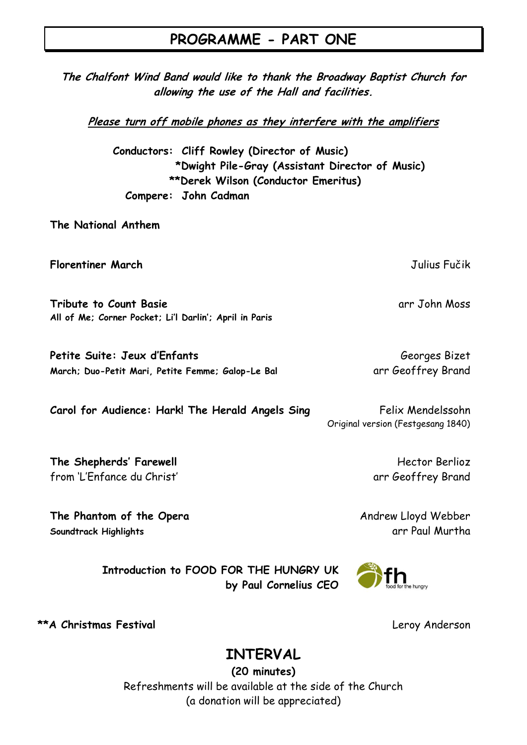# PROGRAMME - PART ONE

***The Chalfont Wind Band would like to thank the Broadway Baptist Church for allowing the use of the Hall and facilities.***

***Please turn off mobile phones as they interfere with the amplifiers***

**Conductors: Cliff Rowley (Director of Music)**
**\*Dwight Pile-Gray (Assistant Director of Music)**
**\*\*Derek Wilson (Conductor Emeritus)**
**Compere: John Cadman**

**The National Anthem**

**Florentiner March** — Julius Fučik

**Tribute to Count Basie** — arr John Moss
**All of Me; Corner Pocket; Li'l Darlin'; April in Paris**

**Petite Suite: Jeux d'Enfants** — Georges Bizet, arr Geoffrey Brand
**March; Duo-Petit Mari, Petite Femme; Galop-Le Bal**

**Carol for Audience: Hark! The Herald Angels Sing** — Felix Mendelssohn
Original version (Festgesang 1840)

**The Shepherds' Farewell** — Hector Berlioz, arr Geoffrey Brand
from 'L'Enfance du Christ'

**The Phantom of the Opera** — Andrew Lloyd Webber, arr Paul Murtha
**Soundtrack Highlights**

**Introduction to FOOD FOR THE HUNGRY UK**
**by Paul Cornelius CEO**

fh food for the hungry

**\*\*A Christmas Festival** — Leroy Anderson

## INTERVAL

**(20 minutes)**

Refreshments will be available at the side of the Church
(a donation will be appreciated)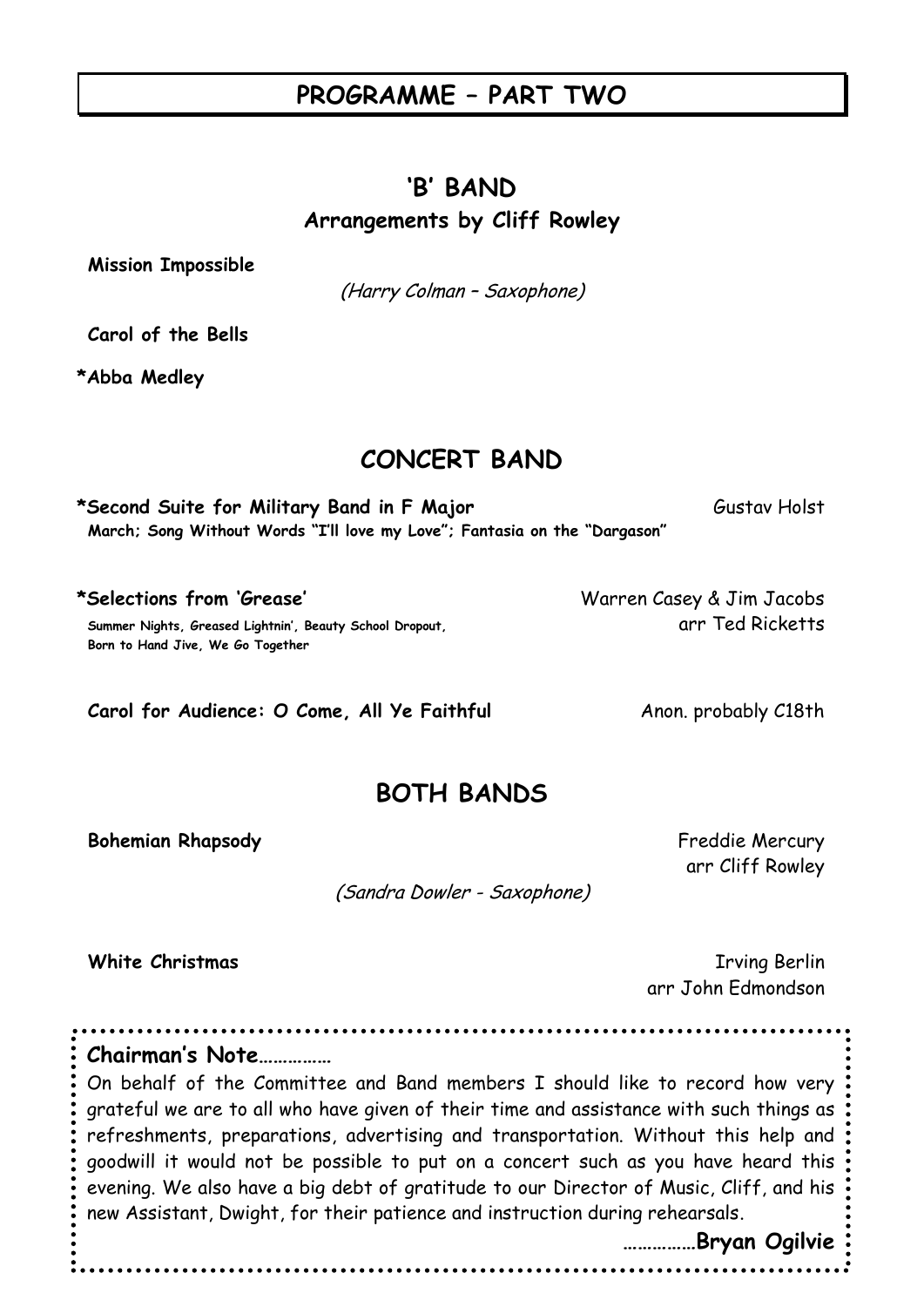# PROGRAMME – PART TWO

## 'B' BAND

### Arrangements by Cliff Rowley

**Mission Impossible**

*(Harry Colman – Saxophone)*

**Carol of the Bells**

***Abba Medley**

## CONCERT BAND

***Second Suite for Military Band in F Major** — Gustav Holst

**March; Song Without Words "I'll love my Love"; Fantasia on the "Dargason"**

***Selections from 'Grease'** — Warren Casey & Jim Jacobs, arr Ted Ricketts

**Summer Nights, Greased Lightnin', Beauty School Dropout, Born to Hand Jive, We Go Together**

**Carol for Audience: O Come, All Ye Faithful** — Anon. probably C18th

## BOTH BANDS

**Bohemian Rhapsody** — Freddie Mercury, arr Cliff Rowley

*(Sandra Dowler - Saxophone)*

**White Christmas** — Irving Berlin, arr John Edmondson

---

**Chairman's Note……………**

On behalf of the Committee and Band members I should like to record how very grateful we are to all who have given of their time and assistance with such things as refreshments, preparations, advertising and transportation. Without this help and goodwill it would not be possible to put on a concert such as you have heard this evening. We also have a big debt of gratitude to our Director of Music, Cliff, and his new Assistant, Dwight, for their patience and instruction during rehearsals.

……………**Bryan Ogilvie**